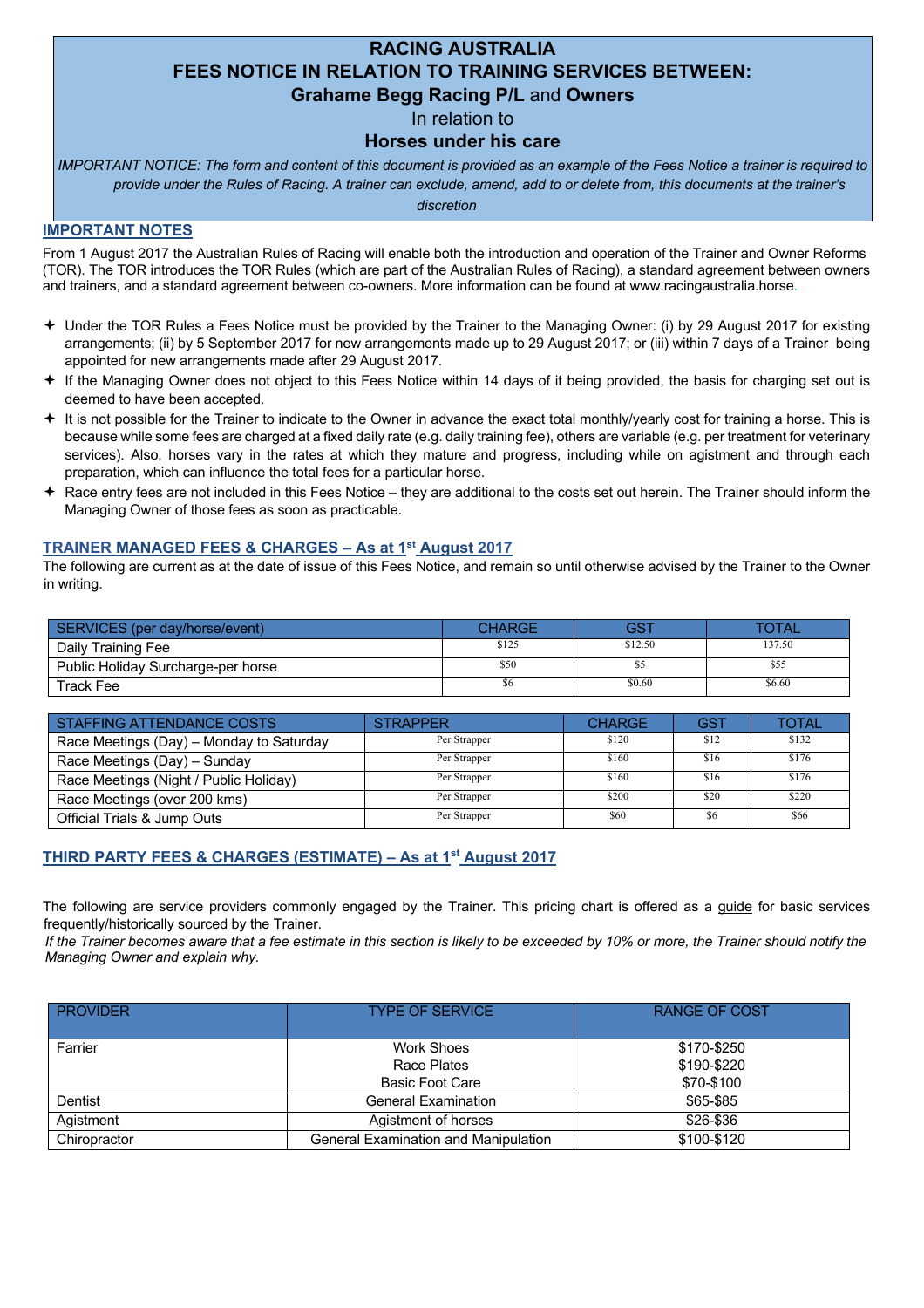# RACING AUSTRALIA
# FEES NOTICE IN RELATION TO TRAINING SERVICES BETWEEN:
## Grahame Begg Racing P/L and Owners
In relation to
## Horses under his care

*IMPORTANT NOTICE: The form and content of this document is provided as an example of the Fees Notice a trainer is required to provide under the Rules of Racing. A trainer can exclude, amend, add to or delete from, this documents at the trainer's discretion*

## IMPORTANT NOTES

From 1 August 2017 the Australian Rules of Racing will enable both the introduction and operation of the Trainer and Owner Reforms (TOR). The TOR introduces the TOR Rules (which are part of the Australian Rules of Racing), a standard agreement between owners and trainers, and a standard agreement between co-owners. More information can be found at www.racingaustralia.horse.

- Under the TOR Rules a Fees Notice must be provided by the Trainer to the Managing Owner: (i) by 29 August 2017 for existing arrangements; (ii) by 5 September 2017 for new arrangements made up to 29 August 2017; or (iii) within 7 days of a Trainer being appointed for new arrangements made after 29 August 2017.
- If the Managing Owner does not object to this Fees Notice within 14 days of it being provided, the basis for charging set out is deemed to have been accepted.
- It is not possible for the Trainer to indicate to the Owner in advance the exact total monthly/yearly cost for training a horse. This is because while some fees are charged at a fixed daily rate (e.g. daily training fee), others are variable (e.g. per treatment for veterinary services). Also, horses vary in the rates at which they mature and progress, including while on agistment and through each preparation, which can influence the total fees for a particular horse.
- Race entry fees are not included in this Fees Notice – they are additional to the costs set out herein. The Trainer should inform the Managing Owner of those fees as soon as practicable.

## TRAINER MANAGED FEES & CHARGES – As at 1st August 2017

The following are current as at the date of issue of this Fees Notice, and remain so until otherwise advised by the Trainer to the Owner in writing.

| SERVICES (per day/horse/event) | CHARGE | GST | TOTAL |
|---|---|---|---|
| Daily Training Fee | $125 | $12.50 | 137.50 |
| Public Holiday Surcharge-per horse | $50 | $5 | $55 |
| Track Fee | $6 | $0.60 | $6.60 |

| STAFFING ATTENDANCE COSTS | STRAPPER | CHARGE | GST | TOTAL |
|---|---|---|---|---|
| Race Meetings (Day) – Monday to Saturday | Per Strapper | $120 | $12 | $132 |
| Race Meetings (Day) – Sunday | Per Strapper | $160 | $16 | $176 |
| Race Meetings (Night / Public Holiday) | Per Strapper | $160 | $16 | $176 |
| Race Meetings (over 200 kms) | Per Strapper | $200 | $20 | $220 |
| Official Trials & Jump Outs | Per Strapper | $60 | $6 | $66 |

## THIRD PARTY FEES & CHARGES (ESTIMATE) – As at 1st August 2017

The following are service providers commonly engaged by the Trainer. This pricing chart is offered as a guide for basic services frequently/historically sourced by the Trainer.

*If the Trainer becomes aware that a fee estimate in this section is likely to be exceeded by 10% or more, the Trainer should notify the Managing Owner and explain why.*

| PROVIDER | TYPE OF SERVICE | RANGE OF COST |
|---|---|---|
| Farrier | Work Shoes | $170-$250 |
| | Race Plates | $190-$220 |
| | Basic Foot Care | $70-$100 |
| Dentist | General Examination | $65-$85 |
| Agistment | Agistment of horses | $26-$36 |
| Chiropractor | General Examination and Manipulation | $100-$120 |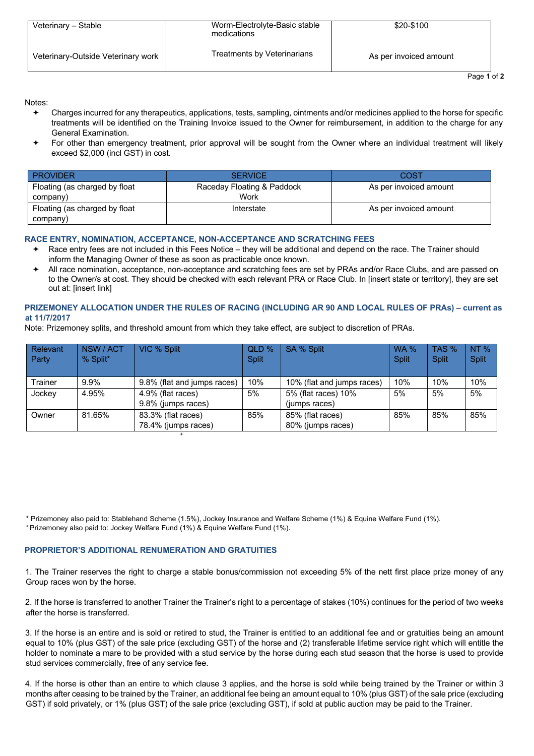| Veterinary – Stable | Worm-Electrolyte-Basic stable medications | $20-$100 |
|---|---|---|
| Veterinary-Outside Veterinary work | Treatments by Veterinarians | As per invoiced amount |

Notes:

- Charges incurred for any therapeutics, applications, tests, sampling, ointments and/or medicines applied to the horse for specific treatments will be identified on the Training Invoice issued to the Owner for reimbursement, in addition to the charge for any General Examination.
- For other than emergency treatment, prior approval will be sought from the Owner where an individual treatment will likely exceed $2,000 (incl GST) in cost.

| PROVIDER | SERVICE | COST |
|---|---|---|
| Floating (as charged by float company) | Raceday Floating & Paddock Work | As per invoiced amount |
| Floating (as charged by float company) | Interstate | As per invoiced amount |

### RACE ENTRY, NOMINATION, ACCEPTANCE, NON-ACCEPTANCE AND SCRATCHING FEES

- Race entry fees are not included in this Fees Notice – they will be additional and depend on the race. The Trainer should inform the Managing Owner of these as soon as practicable once known.
- All race nomination, acceptance, non-acceptance and scratching fees are set by PRAs and/or Race Clubs, and are passed on to the Owner/s at cost. They should be checked with each relevant PRA or Race Club. In [insert state or territory], they are set out at: [insert link]

### PRIZEMONEY ALLOCATION UNDER THE RULES OF RACING (INCLUDING AR 90 AND LOCAL RULES OF PRAs) – current as at 11/7/2017

Note: Prizemoney splits, and threshold amount from which they take effect, are subject to discretion of PRAs.

| Relevant Party | NSW / ACT % Split* | VIC % Split | QLD % Split | SA % Split | WA % Split | TAS % Split | NT % Split |
|---|---|---|---|---|---|---|---|
| Trainer | 9.9% | 9.8% (flat and jumps races) | 10% | 10% (flat and jumps races) | 10% | 10% | 10% |
| Jockey | 4.95% | 4.9% (flat races) 9.8% (jumps races) | 5% | 5% (flat races) 10% (jumps races) | 5% | 5% | 5% |
| Owner | 81.65% | 83.3% (flat races) 78.4% (jumps races) + | 85% | 85% (flat races) 80% (jumps races) | 85% | 85% | 85% |

\* Prizemoney also paid to: Stablehand Scheme (1.5%), Jockey Insurance and Welfare Scheme (1%) & Equine Welfare Fund (1%).

\+ Prizemoney also paid to: Jockey Welfare Fund (1%) & Equine Welfare Fund (1%).

### PROPRIETOR'S ADDITIONAL RENUMERATION AND GRATUITIES

1. The Trainer reserves the right to charge a stable bonus/commission not exceeding 5% of the nett first place prize money of any Group races won by the horse.

2. If the horse is transferred to another Trainer the Trainer's right to a percentage of stakes (10%) continues for the period of two weeks after the horse is transferred.

3. If the horse is an entire and is sold or retired to stud, the Trainer is entitled to an additional fee and or gratuities being an amount equal to 10% (plus GST) of the sale price (excluding GST) of the horse and (2) transferable lifetime service right which will entitle the holder to nominate a mare to be provided with a stud service by the horse during each stud season that the horse is used to provide stud services commercially, free of any service fee.

4. If the horse is other than an entire to which clause 3 applies, and the horse is sold while being trained by the Trainer or within 3 months after ceasing to be trained by the Trainer, an additional fee being an amount equal to 10% (plus GST) of the sale price (excluding GST) if sold privately, or 1% (plus GST) of the sale price (excluding GST), if sold at public auction may be paid to the Trainer.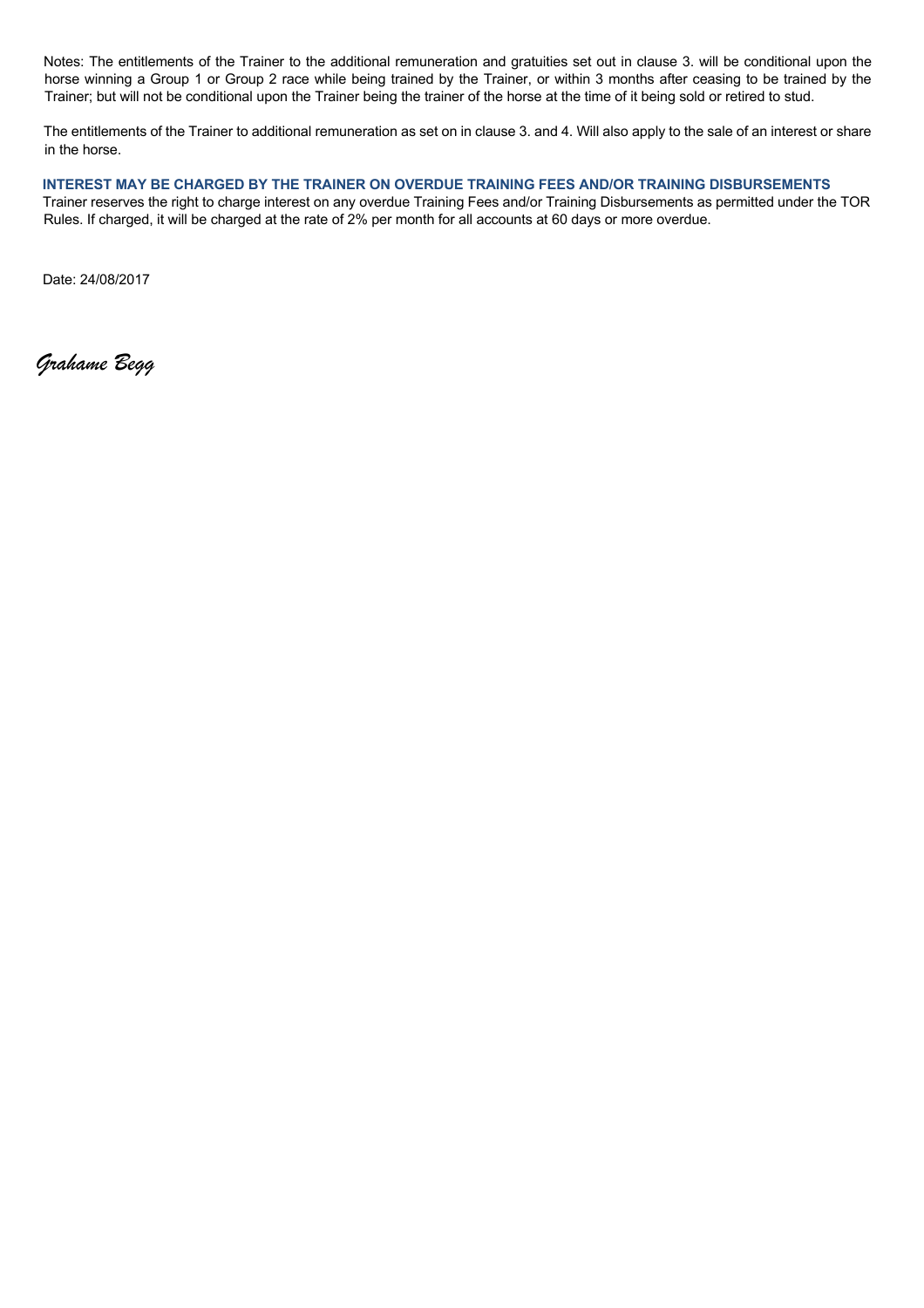Notes: The entitlements of the Trainer to the additional remuneration and gratuities set out in clause 3. will be conditional upon the horse winning a Group 1 or Group 2 race while being trained by the Trainer, or within 3 months after ceasing to be trained by the Trainer; but will not be conditional upon the Trainer being the trainer of the horse at the time of it being sold or retired to stud.

The entitlements of the Trainer to additional remuneration as set on in clause 3. and 4. Will also apply to the sale of an interest or share in the horse.

**INTEREST MAY BE CHARGED BY THE TRAINER ON OVERDUE TRAINING FEES AND/OR TRAINING DISBURSEMENTS**

Trainer reserves the right to charge interest on any overdue Training Fees and/or Training Disbursements as permitted under the TOR Rules. If charged, it will be charged at the rate of 2% per month for all accounts at 60 days or more overdue.

Date: 24/08/2017

*Grahame Begg*